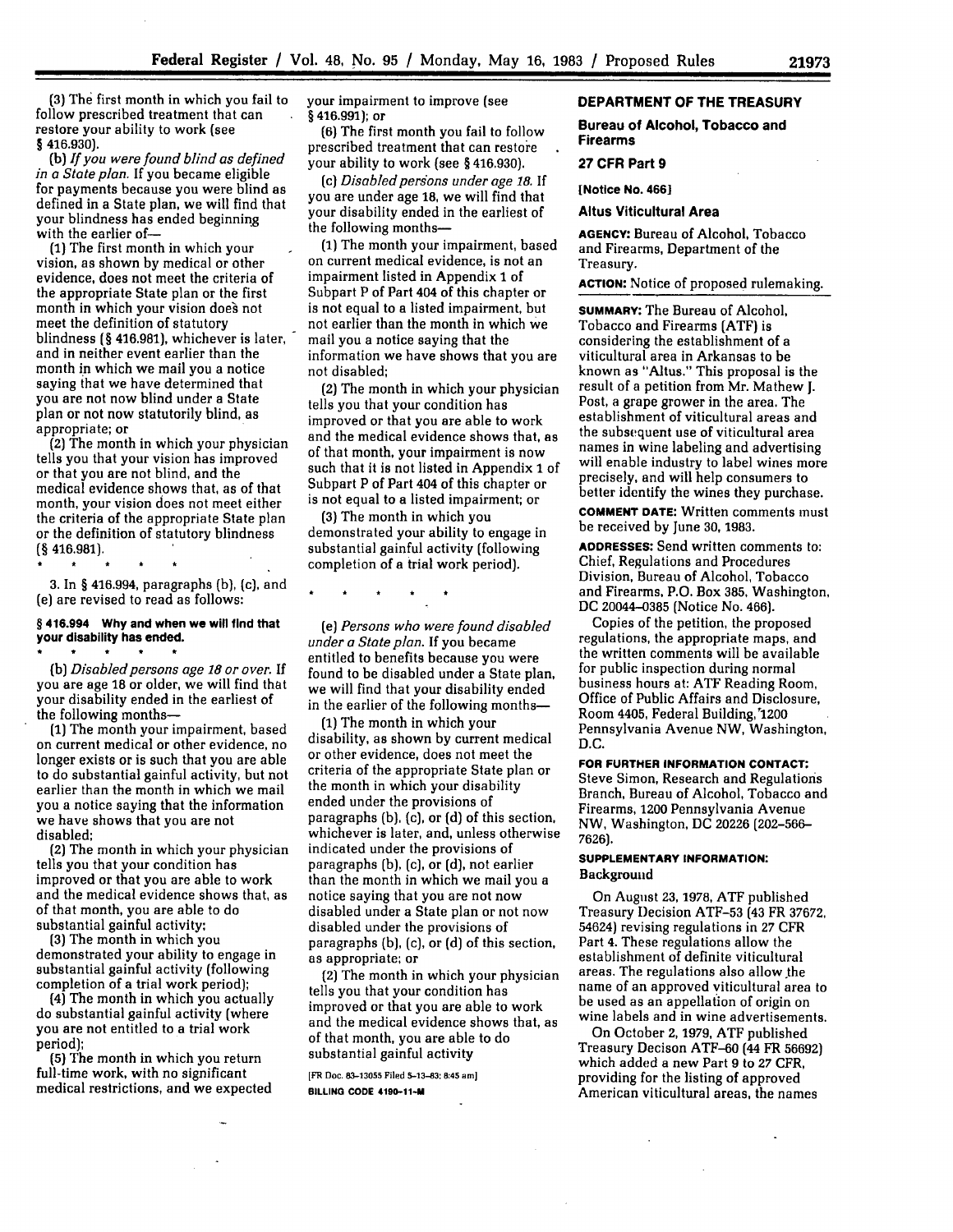(3) The first month in which you fail to follow prescribed treatment that can restore your ability to work (see § 416.930).

(b) *If you were found blind as defined in a State plan.* If you became eligible for payments because you were blind as defined in a State plan, we will find that your blindness has ended beginning with the earlier of—

(1) The first month in which your vision, as shown by medical or other evidence, does not meet the criteria of the appropriate State plan or the first month in which your vision does not meet the definition of statutory blindness (§ 416.981), whichever is later, and in neither event earlier than the month in which we mail you a notice saying that we have determined that you are not now blind under a State plan or not now statutorily blind, as appropriate; or

(2) The month in which your physician tells you that your vision has improved or that you are not blind, and the medical evidence shows that, as of that month, your vision does not meet either the criteria of the appropriate State plan or the definition of statutory blindness (§ 416.981).

\* \* \* \* \*

3. In § 416.994, paragraphs (b), (c), and (e) are revised to read as follows:

**§ 416.994 Why and when we will find that your disability has ended.**

\* \* \* \* \*

(b) *Disabled persons age 18 or over.* If you are age 18 or older, we will find that your disability ended in the earliest of the following months—

(1) The month your impairment, based on current medical or other evidence, no longer exists or is such that you are able to do substantial gainful activity, but not earlier than the month in which we mail you a notice saying that the information we have shows that you are not disabled;

(2) The month in which your physician tells you that your condition has improved or that you are able to work and the medical evidence shows that, as of that month, you are able to do substantial gainful activity;

(3) The month in which you demonstrated your ability to engage in substantial gainful activity (following completion of a trial work period);

(4) The month in which you actually do substantial gainful activity (where you are not entitled to a trial work period);

(5) The month in which you return full-time work, with no significant medical restrictions, and we expected your impairment to improve (see § 416.991); or

(6) The first month you fail to follow prescribed treatment that can restore your ability to work (see § 416.930).

(c) *Disabled persons under age 18.* If you are under age 18, we will find that your disability ended in the earliest of the following months—

(1) The month your impairment, based on current medical evidence, is not an impairment listed in Appendix 1 of Subpart P of Part 404 of this chapter or is not equal to a listed impairment, but not earlier than the month in which we mail you a notice saying that the information we have shows that you are not disabled;

(2) The month in which your physician tells you that your condition has improved or that you are able to work and the medical evidence shows that, as of that month, your impairment is now such that it is not listed in Appendix 1 of Subpart P of Part 404 of this chapter or is not equal to a listed impairment; or

(3) The month in which you demonstrated your ability to engage in substantial gainful activity (following completion of a trial work period).

\* \* \* \* \*

(e) *Persons who were found disabled under a State plan.* If you became entitled to benefits because you were found to be disabled under a State plan, we will find that your disability ended in the earlier of the following months—

(1) The month in which your disability, as shown by current medical or other evidence, does not meet the criteria of the appropriate State plan or the month in which your disability ended under the provisions of paragraphs (b), (c), or (d) of this section, whichever is later, and, unless otherwise indicated under the provisions of paragraphs (b), (c), or (d), not earlier than the month in which we mail you a notice saying that you are not now disabled under a State plan or not now disabled under the provisions of paragraphs (b), (c), or (d) of this section, as appropriate; or

(2) The month in which your physician tells you that your condition has improved or that you are able to work and the medical evidence shows that, as of that month, you are able to do substantial gainful activity

[FR Doc. 83-13055 Filed 5-13-83; 8:45 am]

BILLING CODE 4190-11-M

## DEPARTMENT OF THE TREASURY

### Bureau of Alcohol, Tobacco and Firearms

### 27 CFR Part 9

[Notice No. 466]

### Altus Viticultural Area

**AGENCY:** Bureau of Alcohol, Tobacco and Firearms, Department of the Treasury.

**ACTION:** Notice of proposed rulemaking.

**SUMMARY:** The Bureau of Alcohol, Tobacco and Firearms (ATF) is considering the establishment of a viticultural area in Arkansas to be known as "Altus." This proposal is the result of a petition from Mr. Mathew J. Post, a grape grower in the area. The establishment of viticultural areas and the subsequent use of viticultural area names in wine labeling and advertising will enable industry to label wines more precisely, and will help consumers to better identify the wines they purchase.

**COMMENT DATE:** Written comments must be received by June 30, 1983.

**ADDRESSES:** Send written comments to: Chief, Regulations and Procedures Division, Bureau of Alcohol, Tobacco and Firearms, P.O. Box 385, Washington, DC 20044-0385 (Notice No. 466).

Copies of the petition, the proposed regulations, the appropriate maps, and the written comments will be available for public inspection during normal business hours at: ATF Reading Room, Office of Public Affairs and Disclosure, Room 4405, Federal Building, 1200 Pennsylvania Avenue NW, Washington, D.C.

**FOR FURTHER INFORMATION CONTACT:** Steve Simon, Research and Regulations Branch, Bureau of Alcohol, Tobacco and Firearms, 1200 Pennsylvania Avenue NW, Washington, DC 20226 (202-566-7626).

**SUPPLEMENTARY INFORMATION:**

**Background**

On August 23, 1978, ATF published Treasury Decision ATF-53 (43 FR 37672, 54624) revising regulations in 27 CFR Part 4. These regulations allow the establishment of definite viticultural areas. The regulations also allow the name of an approved viticultural area to be used as an appellation of origin on wine labels and in wine advertisements.

On October 2, 1979, ATF published Treasury Decison ATF-60 (44 FR 56692) which added a new Part 9 to 27 CFR, providing for the listing of approved American viticultural areas, the names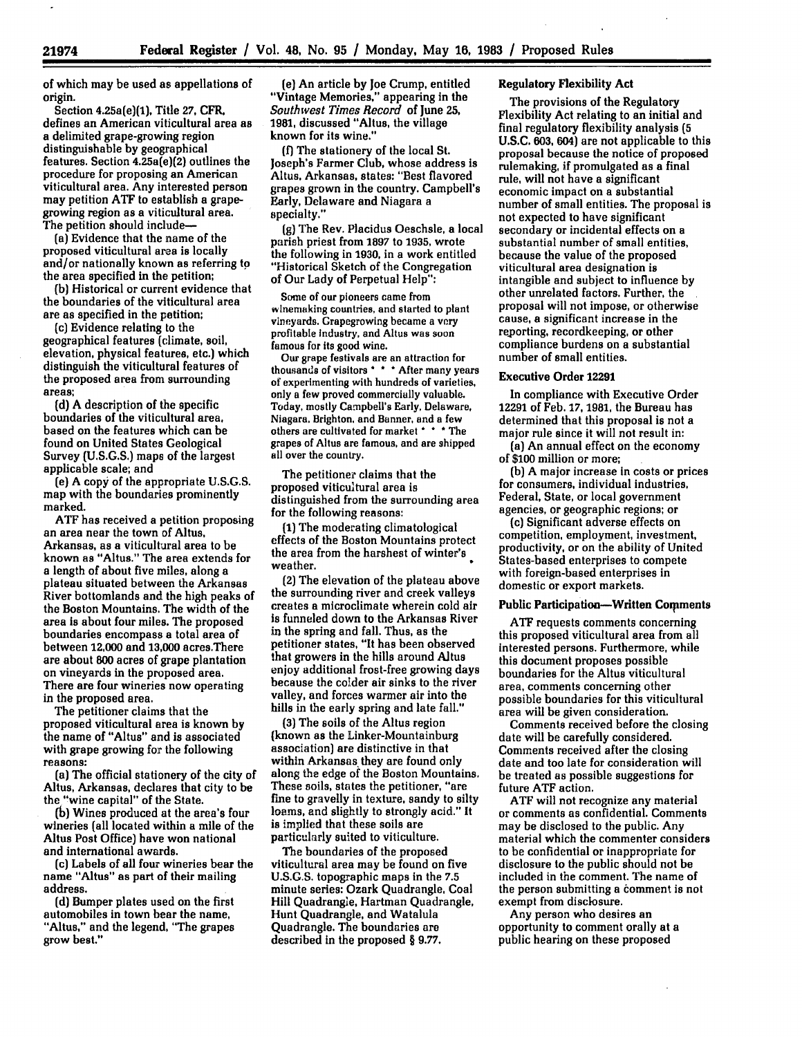of which may be used as appellations of origin.

Section 4.25a(e)(1), Title 27, CFR, defines an American viticultural area as a delimited grape-growing region distinguishable by geographical features. Section 4.25a(e)(2) outlines the procedure for proposing an American viticultural area. Any interested person may petition ATF to establish a grape-growing region as a viticultural area. The petition should include—

(a) Evidence that the name of the proposed viticultural area is locally and/or nationally known as referring to the area specified in the petition;

(b) Historical or current evidence that the boundaries of the viticultural area are as specified in the petition;

(c) Evidence relating to the geographical features (climate, soil, elevation, physical features, etc.) which distinguish the viticultural features of the proposed area from surrounding areas;

(d) A description of the specific boundaries of the viticultural area, based on the features which can be found on United States Geological Survey (U.S.G.S.) maps of the largest applicable scale; and

(e) A copy of the appropriate U.S.G.S. map with the boundaries prominently marked.

ATF has received a petition proposing an area near the town of Altus, Arkansas, as a viticultural area to be known as "Altus." The area extends for a length of about five miles, along a plateau situated between the Arkansas River bottomlands and the high peaks of the Boston Mountains. The width of the area is about four miles. The proposed boundaries encompass a total area of between 12,000 and 13,000 acres.There are about 800 acres of grape plantation on vineyards in the proposed area. There are four wineries now operating in the proposed area.

The petitioner claims that the proposed viticultural area is known by the name of "Altus" and is associated with grape growing for the following reasons:

(a) The official stationery of the city of Altus, Arkansas, declares that city to be the "wine capital" of the State.

(b) Wines produced at the area's four wineries (all located within a mile of the Altus Post Office) have won national and international awards.

(c) Labels of all four wineries bear the name "Altus" as part of their mailing address.

(d) Bumper plates used on the first automobiles in town bear the name, "Altus," and the legend, "The grapes grow best."

(e) An article by Joe Crump, entitled "Vintage Memories," appearing in the *Southwest Times Record* of June 25, 1981, discussed "Altus, the village known for its wine."

(f) The stationery of the local St. Joseph's Farmer Club, whose address is Altus, Arkansas, states: "Best flavored grapes grown in the country. Campbell's Early, Delaware and Niagara a specialty."

(g) The Rev. Placidus Oeschsle, a local parish priest from 1897 to 1935, wrote the following in 1930, in a work entitled "Historical Sketch of the Congregation of Our Lady of Perpetual Help":

> Some of our pioneers came from winemaking countries, and started to plant vineyards. Grapegrowing became a very profitable industry, and Altus was soon famous for its good wine.
>
> Our grape festivals are an attraction for thousands of visitors * * * After many years of experimenting with hundreds of varieties, only a few proved commercially valuable. Today, mostly Campbell's Early, Delaware, Niagara, Brighton, and Banner, and a few others are cultivated for market * * * The grapes of Altus are famous, and are shipped all over the country.

The petitioner claims that the proposed viticultural area is distinguished from the surrounding area for the following reasons:

(1) The moderating climatological effects of the Boston Mountains protect the area from the harshest of winter's weather.

(2) The elevation of the plateau above the surrounding river and creek valleys creates a microclimate wherein cold air is funneled down to the Arkansas River in the spring and fall. Thus, as the petitioner states, "It has been observed that growers in the hills around Altus enjoy additional frost-free growing days because the colder air sinks to the river valley, and forces warmer air into the hills in the early spring and late fall."

(3) The soils of the Altus region (known as the Linker-Mountainburg association) are distinctive in that within Arkansas they are found only along the edge of the Boston Mountains. These soils, states the petitioner, "are fine to gravelly in texture, sandy to silty loams, and slightly to strongly acid." It is implied that these soils are particularly suited to viticulture.

The boundaries of the proposed viticultural area may be found on five U.S.G.S. topographic maps in the 7.5 minute series: Ozark Quadrangle, Coal Hill Quadrangle, Hartman Quadrangle, Hunt Quadrangle, and Watalula Quadrangle. The boundaries are described in the proposed § 9.77.

## Regulatory Flexibility Act

The provisions of the Regulatory Flexibility Act relating to an initial and final regulatory flexibility analysis (5 U.S.C. 603, 604) are not applicable to this proposal because the notice of proposed rulemaking, if promulgated as a final rule, will not have a significant economic impact on a substantial number of small entities. The proposal is not expected to have significant secondary or incidental effects on a substantial number of small entities, because the value of the proposed viticultural area designation is intangible and subject to influence by other unrelated factors. Further, the proposal will not impose, or otherwise cause, a significant increase in the reporting, recordkeeping, or other compliance burdens on a substantial number of small entities.

## Executive Order 12291

In compliance with Executive Order 12291 of Feb. 17, 1981, the Bureau has determined that this proposal is not a major rule since it will not result in:

(a) An annual effect on the economy of $100 million or more;

(b) A major increase in costs or prices for consumers, individual industries, Federal, State, or local government agencies, or geographic regions; or

(c) Significant adverse effects on competition, employment, investment, productivity, or on the ability of United States-based enterprises to compete with foreign-based enterprises in domestic or export markets.

## Public Participation—Written Comments

ATF requests comments concerning this proposed viticultural area from all interested persons. Furthermore, while this document proposes possible boundaries for the Altus viticultural area, comments concerning other possible boundaries for this viticultural area will be given consideration.

Comments received before the closing date will be carefully considered. Comments received after the closing date and too late for consideration will be treated as possible suggestions for future ATF action.

ATF will not recognize any material or comments as confidential. Comments may be disclosed to the public. Any material which the commenter considers to be confidential or inappropriate for disclosure to the public should not be included in the comment. The name of the person submitting a comment is not exempt from disclosure.

Any person who desires an opportunity to comment orally at a public hearing on these proposed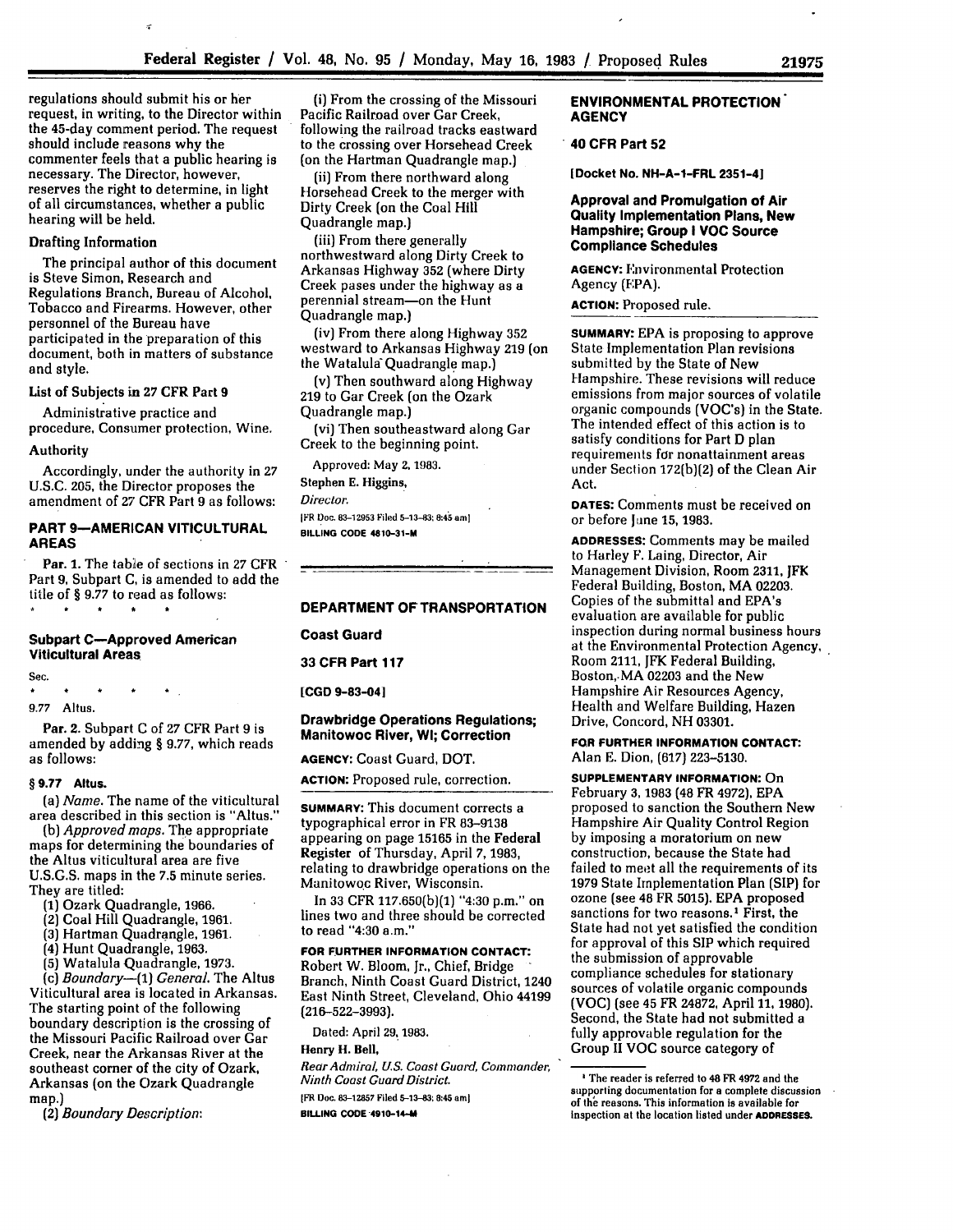regulations should submit his or her request, in writing, to the Director within the 45-day comment period. The request should include reasons why the commenter feels that a public hearing is necessary. The Director, however, reserves the right to determine, in light of all circumstances, whether a public hearing will be held.

**Drafting Information**

The principal author of this document is Steve Simon, Research and Regulations Branch, Bureau of Alcohol, Tobacco and Firearms. However, other personnel of the Bureau have participated in the preparation of this document, both in matters of substance and style.

**List of Subjects in 27 CFR Part 9**

Administrative practice and procedure, Consumer protection, Wine.

**Authority**

Accordingly, under the authority in 27 U.S.C. 205, the Director proposes the amendment of 27 CFR Part 9 as follows:

## PART 9—AMERICAN VITICULTURAL AREAS

Par. 1. The table of sections in 27 CFR Part 9, Subpart C, is amended to add the title of § 9.77 to read as follows:

\* \* \* \* \*

### Subpart C—Approved American Viticultural Areas

Sec.

\* \* \* \* \*

9.77 Altus.

Par. 2. Subpart C of 27 CFR Part 9 is amended by adding § 9.77, which reads as follows:

**§ 9.77 Altus.**

(a) *Name.* The name of the viticultural area described in this section is "Altus."

(b) *Approved maps.* The appropriate maps for determining the boundaries of the Altus viticultural area are five U.S.G.S. maps in the 7.5 minute series. They are titled:

(1) Ozark Quadrangle, 1966.
(2) Coal Hill Quadrangle, 1961.
(3) Hartman Quadrangle, 1961.
(4) Hunt Quadrangle, 1963.
(5) Watalula Quadrangle, 1973.

(c) *Boundary*—(1) *General.* The Altus Viticultural area is located in Arkansas. The starting point of the following boundary description is the crossing of the Missouri Pacific Railroad over Gar Creek, near the Arkansas River at the southeast corner of the city of Ozark, Arkansas (on the Ozark Quadrangle map.)

(2) *Boundary Description*:

(i) From the crossing of the Missouri Pacific Railroad over Gar Creek, following the railroad tracks eastward to the crossing over Horsehead Creek (on the Hartman Quadrangle map.)

(ii) From there northward along Horsehead Creek to the merger with Dirty Creek (on the Coal Hill Quadrangle map.)

(iii) From there generally northwestward along Dirty Creek to Arkansas Highway 352 (where Dirty Creek passes under the highway as a perennial stream—on the Hunt Quadrangle map.)

(iv) From there along Highway 352 westward to Arkansas Highway 219 (on the Watalula Quadrangle map.)

(v) Then southward along Highway 219 to Gar Creek (on the Ozark Quadrangle map.)

(vi) Then southeastward along Gar Creek to the beginning point.

Approved: May 2, 1983.

Stephen E. Higgins,

*Director.*

[FR Doc. 83-12953 Filed 5-13-83; 8:45 am]

BILLING CODE 4810-31-M

---

## DEPARTMENT OF TRANSPORTATION

### Coast Guard

### 33 CFR Part 117

[CGD 9-83-04]

### Drawbridge Operations Regulations; Manitowoc River, WI; Correction

**AGENCY:** Coast Guard, DOT.

**ACTION:** Proposed rule, correction.

**SUMMARY:** This document corrects a typographical error in FR 83-9138 appearing on page 15165 in the Federal Register of Thursday, April 7, 1983, relating to drawbridge operations on the Manitowoc River, Wisconsin.

In 33 CFR 117.650(b)(1) "4:30 p.m." on lines two and three should be corrected to read "4:30 a.m."

**FOR FURTHER INFORMATION CONTACT:** Robert W. Bloom, Jr., Chief, Bridge Branch, Ninth Coast Guard District, 1240 East Ninth Street, Cleveland, Ohio 44199 (216-522-3993).

Dated: April 29, 1983.

Henry H. Bell,

*Rear Admiral, U.S. Coast Guard, Commander, Ninth Coast Guard District.*

[FR Doc. 83-12857 Filed 5-13-83; 8:45 am]

BILLING CODE 4910-14-M

---

## ENVIRONMENTAL PROTECTION AGENCY

### 40 CFR Part 52

[Docket No. NH-A-1-FRL 2351-4]

### Approval and Promulgation of Air Quality Implementation Plans, New Hampshire; Group I VOC Source Compliance Schedules

**AGENCY:** Environmental Protection Agency (EPA).

**ACTION:** Proposed rule.

**SUMMARY:** EPA is proposing to approve State Implementation Plan revisions submitted by the State of New Hampshire. These revisions will reduce emissions from major sources of volatile organic compounds (VOC's) in the State. The intended effect of this action is to satisfy conditions for Part D plan requirements for nonattainment areas under Section 172(b)(2) of the Clean Air Act.

**DATES:** Comments must be received on or before June 15, 1983.

**ADDRESSES:** Comments may be mailed to Harley F. Laing, Director, Air Management Division, Room 2311, JFK Federal Building, Boston, MA 02203. Copies of the submittal and EPA's evaluation are available for public inspection during normal business hours at the Environmental Protection Agency, Room 2111, JFK Federal Building, Boston, MA 02203 and the New Hampshire Air Resources Agency, Health and Welfare Building, Hazen Drive, Concord, NH 03301.

**FOR FURTHER INFORMATION CONTACT:** Alan E. Dion, (617) 223-5130.

**SUPPLEMENTARY INFORMATION:** On February 3, 1983 (48 FR 4972), EPA proposed to sanction the Southern New Hampshire Air Quality Control Region by imposing a moratorium on new construction, because the State had failed to meet all the requirements of its 1979 State Implementation Plan (SIP) for ozone (see 48 FR 5015). EPA proposed sanctions for two reasons.[1] First, the State had not yet satisfied the condition for approval of this SIP which required the submission of approvable compliance schedules for stationary sources of volatile organic compounds (VOC) (see 45 FR 24872, April 11, 1980). Second, the State had not submitted a fully approvable regulation for the Group II VOC source category of

[1] The reader is referred to 48 FR 4972 and the supporting documentation for a complete discussion of the reasons. This information is available for inspection at the location listed under **ADDRESSES**.